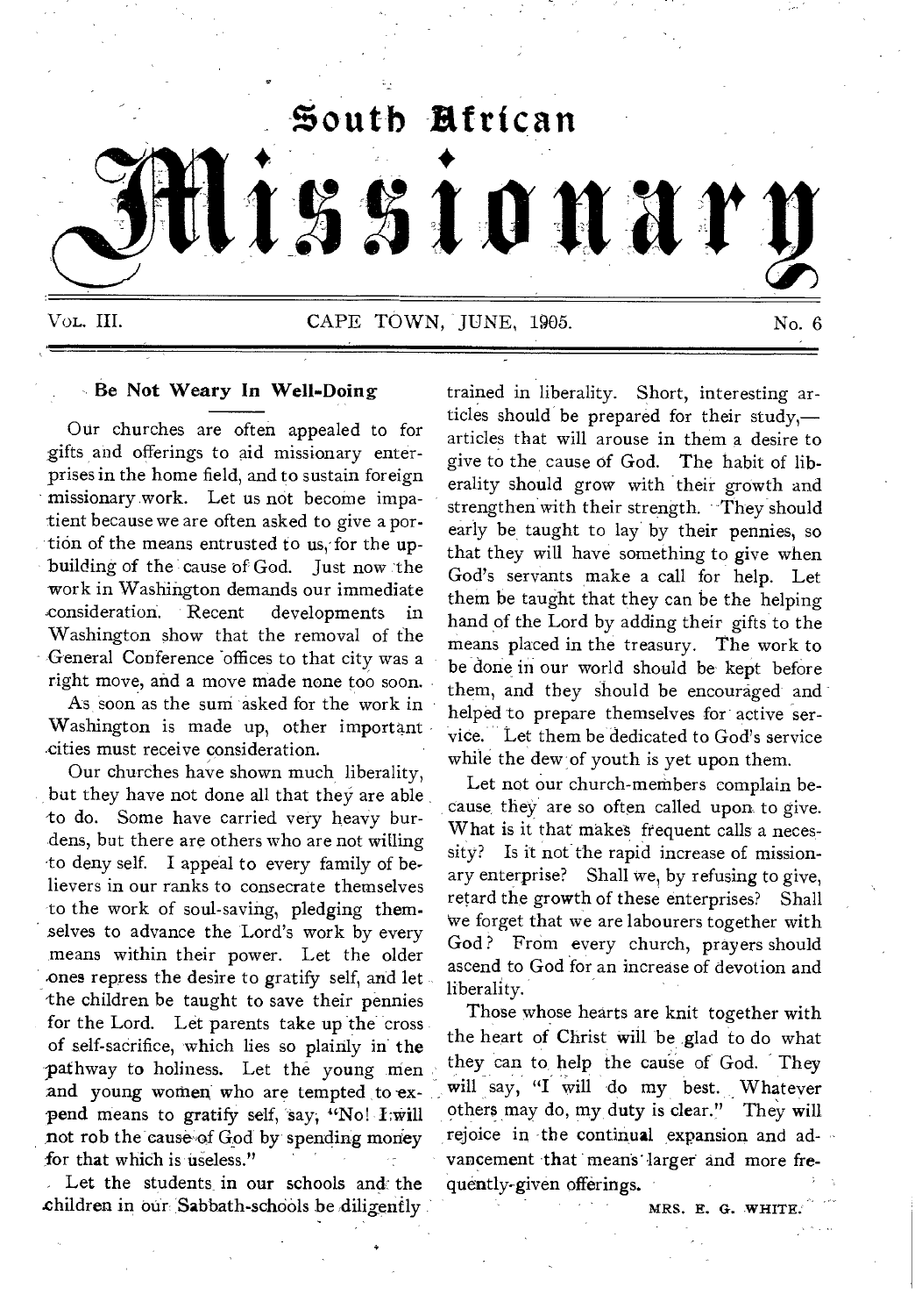# South African Missionary

VOL. III. CAPE TOWN, JUNE, 1905. No. 6

## Be Not Weary In Well-Doing

Our churches are often appealed to for gifts and offerings to aid missionary enterprises in the home field, and to sustain foreign missionary work. Let us not become impatient because we are often asked to give a portion of the means entrusted to us, for the upbuilding of the cause of God. Just now the work in Washington demands our immediate consideration. Recent developments in Washington show that the removal of the General Conference offices to that city was a right move, and a move made none too soon.

As soon as the sum asked for the work in Washington is made up, other important cities must receive consideration.

Our churches have shown much liberality, but they have not done all that they are able to do. Some have carried very heavy burdens, but there are others who are not willing to deny self. I appeal to every family of believers in our ranks to consecrate themselves to the work of soul-saving, pledging themselves to advance the Lord's work by every means within their power. Let the older ones repress the desire to gratify self, and let the children be taught to save their pennies for the Lord. Let parents take up the cross of self-sacrifice, which lies so plainly in the pathway to holiness. Let the young men and young women who are tempted to expend means to gratify self, say, "No! I will not rob the cause of God by spending money for that which is useless."

Let the students in our schools and the children in our Sabbath-schools be diligently trained in liberality. Short, interesting articles should be prepared for their study,—articles that will arouse in them a desire to give to the cause of God. The habit of liberality should grow with their growth and strengthen with their strength. They should early be taught to lay by their pennies, so that they will have something to give when God's servants make a call for help. Let them be taught that they can be the helping hand of the Lord by adding their gifts to the means placed in the treasury. The work to be done in our world should be kept before them, and they should be encouraged and helped to prepare themselves for active service. Let them be dedicated to God's service while the dew of youth is yet upon them.

Let not our church-members complain because they are so often called upon to give. What is it that makes frequent calls a necessity? Is it not the rapid increase of missionary enterprise? Shall we, by refusing to give, retard the growth of these enterprises? Shall we forget that we are labourers together with God? From every church, prayers should ascend to God for an increase of devotion and liberality.

Those whose hearts are knit together with the heart of Christ will be glad to do what they can to help the cause of God. They will say, "I will do my best. Whatever others may do, my duty is clear." They will rejoice in the continual expansion and advancement that means larger and more frequently-given offerings.

MRS. E. G. WHITE.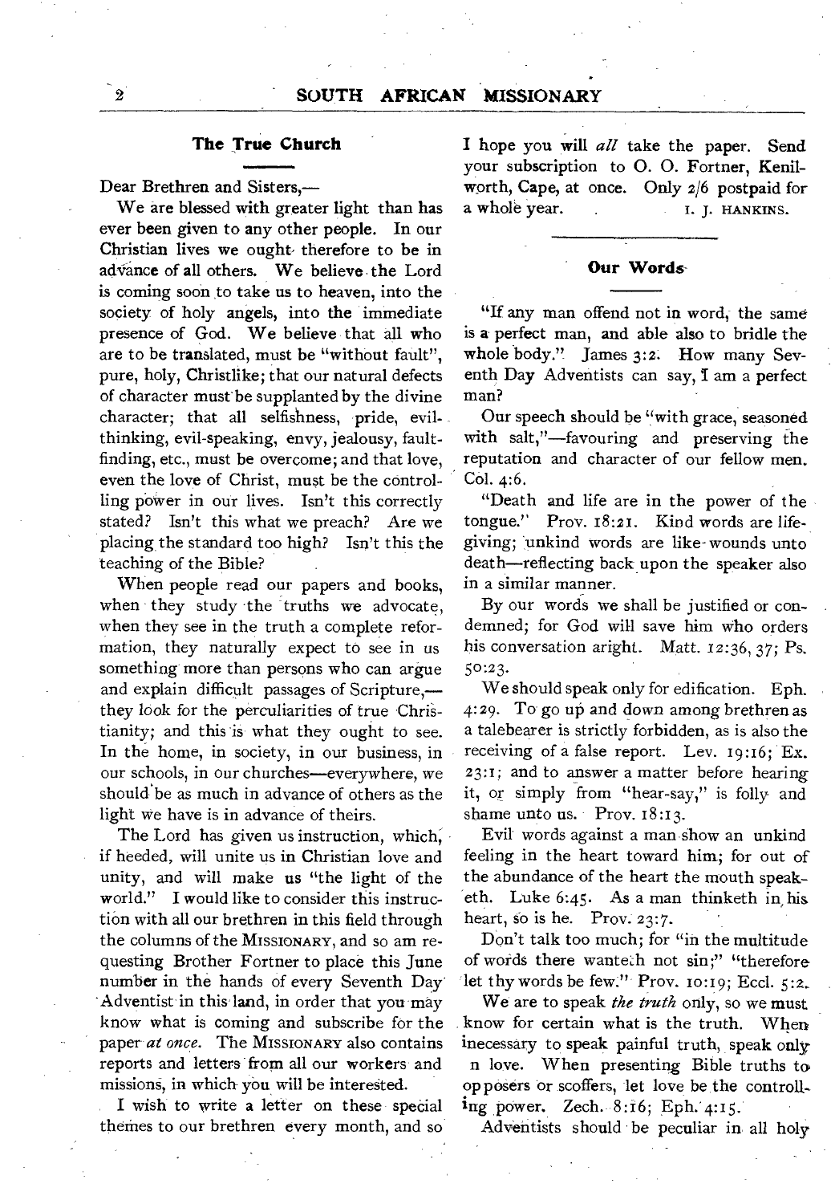## The True Church

Dear Brethren and Sisters,—

We are blessed with greater light than has ever been given to any other people. In our Christian lives we ought therefore to be in advance of all others. We believe the Lord is coming soon to take us to heaven, into the society of holy angels, into the immediate presence of God. We believe that all who are to be translated, must be "without fault", pure, holy, Christlike; that our natural defects of character must be supplanted by the divine character; that all selfishness, pride, evil-thinking, evil-speaking, envy, jealousy, fault-finding, etc., must be overcome; and that love, even the love of Christ, must be the controlling power in our lives. Isn't this correctly stated? Isn't this what we preach? Are we placing the standard too high? Isn't this the teaching of the Bible?

When people read our papers and books, when they study the truths we advocate, when they see in the truth a complete reformation, they naturally expect to see in us something more than persons who can argue and explain difficult passages of Scripture,—they look for the perculiarities of true Christianity; and this is what they ought to see. In the home, in society, in our business, in our schools, in our churches—everywhere, we should be as much in advance of others as the light we have is in advance of theirs.

The Lord has given us instruction, which, if heeded, will unite us in Christian love and unity, and will make us "the light of the world." I would like to consider this instruction with all our brethren in this field through the columns of the MISSIONARY, and so am requesting Brother Fortner to place this June number in the hands of every Seventh Day Adventist in this land, in order that you may know what is coming and subscribe for the paper *at once*. The MISSIONARY also contains reports and letters from all our workers and missions, in which you will be interested.

I wish to write a letter on these special themes to our brethren every month, and so I hope you will *all* take the paper. Send your subscription to O. O. Fortner, Kenilworth, Cape, at once. Only 2/6 postpaid for a whole year.

I. J. HANKINS.

## Our Words

"If any man offend not in word, the same is a perfect man, and able also to bridle the whole body." James 3:2. How many Seventh Day Adventists can say, I am a perfect man?

Our speech should be "with grace, seasoned with salt,"—favouring and preserving the reputation and character of our fellow men. Col. 4:6.

"Death and life are in the power of the tongue." Prov. 18:21. Kind words are life-giving; unkind words are like wounds unto death—reflecting back upon the speaker also in a similar manner.

By our words we shall be justified or condemned; for God will save him who orders his conversation aright. Matt. 12:36, 37; Ps. 50:23.

We should speak only for edification. Eph. 4:29. To go up and down among brethren as a talebearer is strictly forbidden, as is also the receiving of a false report. Lev. 19:16; Ex. 23:1; and to answer a matter before hearing it, or simply from "hear-say," is folly and shame unto us. Prov. 18:13.

Evil words against a man show an unkind feeling in the heart toward him; for out of the abundance of the heart the mouth speaketh. Luke 6:45. As a man thinketh in his heart, so is he. Prov. 23:7.

Don't talk too much; for "in the multitude of words there wanteth not sin;" "therefore let thy words be few." Prov. 10:19; Eccl. 5:2.

We are to speak *the truth* only, so we must know for certain what is the truth. When necessary to speak painful truth, speak only in love. When presenting Bible truths to opposers or scoffers, let love be the controlling power. Zech. 8:16; Eph. 4:15.

Adventists should be peculiar in all holy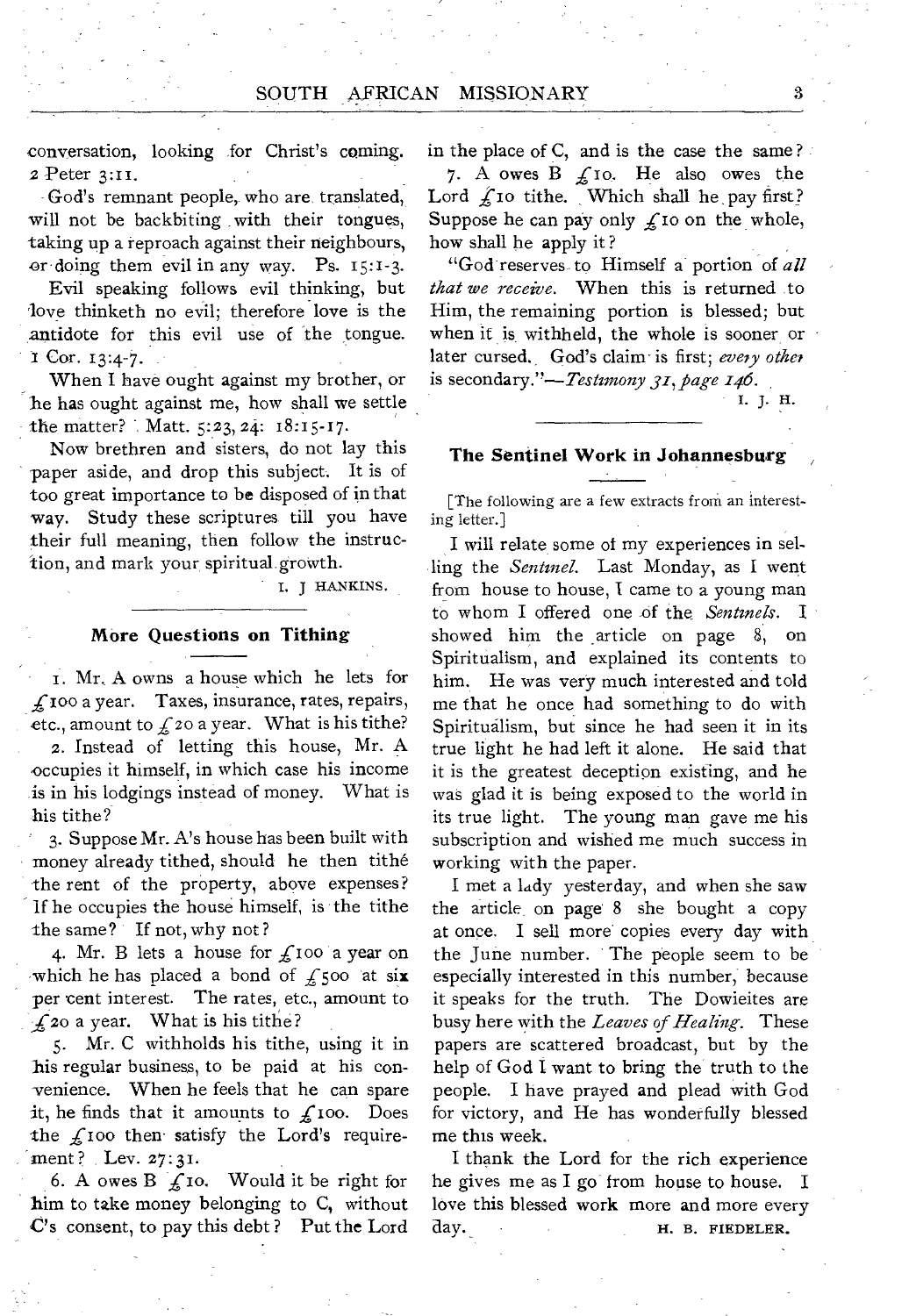conversation, looking for Christ's coming. 2 Peter 3:11.

God's remnant people, who are translated, will not be backbiting with their tongues, taking up a reproach against their neighbours, or doing them evil in any way. Ps. 15:1-3.

Evil speaking follows evil thinking, but love thinketh no evil; therefore love is the antidote for this evil use of the tongue. 1 Cor. 13:4-7.

When I have ought against my brother, or he has ought against me, how shall we settle the matter? Matt. 5:23, 24: 18:15-17.

Now brethren and sisters, do not lay this paper aside, and drop this subject. It is of too great importance to be disposed of in that way. Study these scriptures till you have their full meaning, then follow the instruction, and mark your spiritual growth.

I. J HANKINS.

### More Questions on Tithing

1. Mr. A owns a house which he lets for £100 a year. Taxes, insurance, rates, repairs, etc., amount to £20 a year. What is his tithe?

2. Instead of letting this house, Mr. A occupies it himself, in which case his income is in his lodgings instead of money. What is his tithe?

3. Suppose Mr. A's house has been built with money already tithed, should he then tithé the rent of the property, above expenses? If he occupies the house himself, is the tithe the same? If not, why not?

4. Mr. B lets a house for £100 a year on which he has placed a bond of £500 at six per cent interest. The rates, etc., amount to £20 a year. What is his tithe?

5. Mr. C withholds his tithe, using it in his regular business, to be paid at his convenience. When he feels that he can spare it, he finds that it amounts to £100. Does the £100 then satisfy the Lord's requirement? Lev. 27:31.

6. A owes B £10. Would it be right for him to take money belonging to C, without C's consent, to pay this debt? Put the Lord in the place of C, and is the case the same?

7. A owes B £10. He also owes the Lord £10 tithe. Which shall he pay first? Suppose he can pay only £10 on the whole, how shall he apply it?

"God reserves to Himself a portion of *all that we receive*. When this is returned to Him, the remaining portion is blessed; but when it is withheld, the whole is sooner or later cursed. God's claim is first; *every other* is secondary."—*Testimony 31, page 146*.

I. J. H.

### The Sentinel Work in Johannesburg

[The following are a few extracts from an interesting letter.]

I will relate some of my experiences in selling the *Sentinel*. Last Monday, as I went from house to house, I came to a young man to whom I offered one of the *Sentinels*. I showed him the article on page 8, on Spiritualism, and explained its contents to him. He was very much interested and told me that he once had something to do with Spiritualism, but since he had seen it in its true light he had left it alone. He said that it is the greatest deception existing, and he was glad it is being exposed to the world in its true light. The young man gave me his subscription and wished me much success in working with the paper.

I met a lady yesterday, and when she saw the article on page 8 she bought a copy at once. I sell more copies every day with the June number. The people seem to be especially interested in this number, because it speaks for the truth. The Dowieites are busy here with the *Leaves of Healing*. These papers are scattered broadcast, but by the help of God I want to bring the truth to the people. I have prayed and plead with God for victory, and He has wonderfully blessed me this week.

I thank the Lord for the rich experience he gives me as I go from house to house. I love this blessed work more and more every day.

H. B. FIEDELER.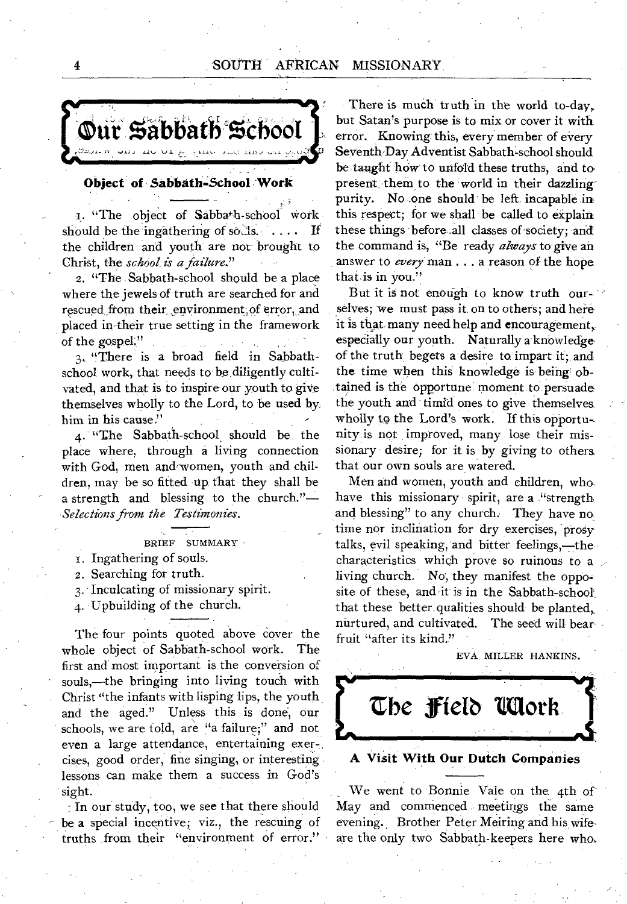## Our Sabbath School

### Object of Sabbath-School Work

1. "The object of Sabbath-school work should be the ingathering of souls. . . . If the children and youth are not brought to Christ, the *school is a failure.*"

2. "The Sabbath-school should be a place where the jewels of truth are searched for and rescued from their environment of error, and placed in their true setting in the framework of the gospel."

3. "There is a broad field in Sabbath-school work, that needs to be diligently cultivated, and that is to inspire our youth to give themselves wholly to the Lord, to be used by him in his cause."

4. "The Sabbath-school should be the place where, through a living connection with God, men and women, youth and children, may be so fitted up that they shall be a strength and blessing to the church."—*Selections from the Testimonies.*

BRIEF SUMMARY

1. Ingathering of souls.
2. Searching for truth.
3. Inculcating of missionary spirit.
4. Upbuilding of the church.

The four points quoted above cover the whole object of Sabbath-school work. The first and most important is the conversion of souls,—the bringing into living touch with Christ "the infants with lisping lips, the youth and the aged." Unless this is done, our schools, we are told, are "a failure;" and not even a large attendance, entertaining exercises, good order, fine singing, or interesting lessons can make them a success in God's sight.

In our study, too, we see that there should be a special incentive; viz., the rescuing of truths from their "environment of error." There is much truth in the world to-day, but Satan's purpose is to mix or cover it with error. Knowing this, every member of every Seventh-Day Adventist Sabbath-school should be taught how to unfold these truths, and to present them to the world in their dazzling purity. No one should be left incapable in this respect; for we shall be called to explain these things before all classes of society; and the command is, "Be ready *always* to give an answer to *every* man . . . a reason of the hope that is in you."

But it is not enough to know truth ourselves; we must pass it on to others; and here it is that many need help and encouragement, especially our youth. Naturally a knowledge of the truth begets a desire to impart it; and the time when this knowledge is being obtained is the opportune moment to persuade the youth and timid ones to give themselves wholly to the Lord's work. If this opportunity is not improved, many lose their missionary desire; for it is by giving to others that our own souls are watered.

Men and women, youth and children, who have this missionary spirit, are a "strength and blessing" to any church. They have no time nor inclination for dry exercises, prosy talks, evil speaking, and bitter feelings,—the characteristics which prove so ruinous to a living church. No, they manifest the opposite of these, and it is in the Sabbath-school that these better qualities should be planted, nurtured, and cultivated. The seed will bear fruit "after its kind."

EVA MILLER HANKINS.

## The Field Work

### A Visit With Our Dutch Companies

We went to Bonnie Vale on the 4th of May and commenced meetings the same evening. Brother Peter Meiring and his wife are the only two Sabbath-keepers here who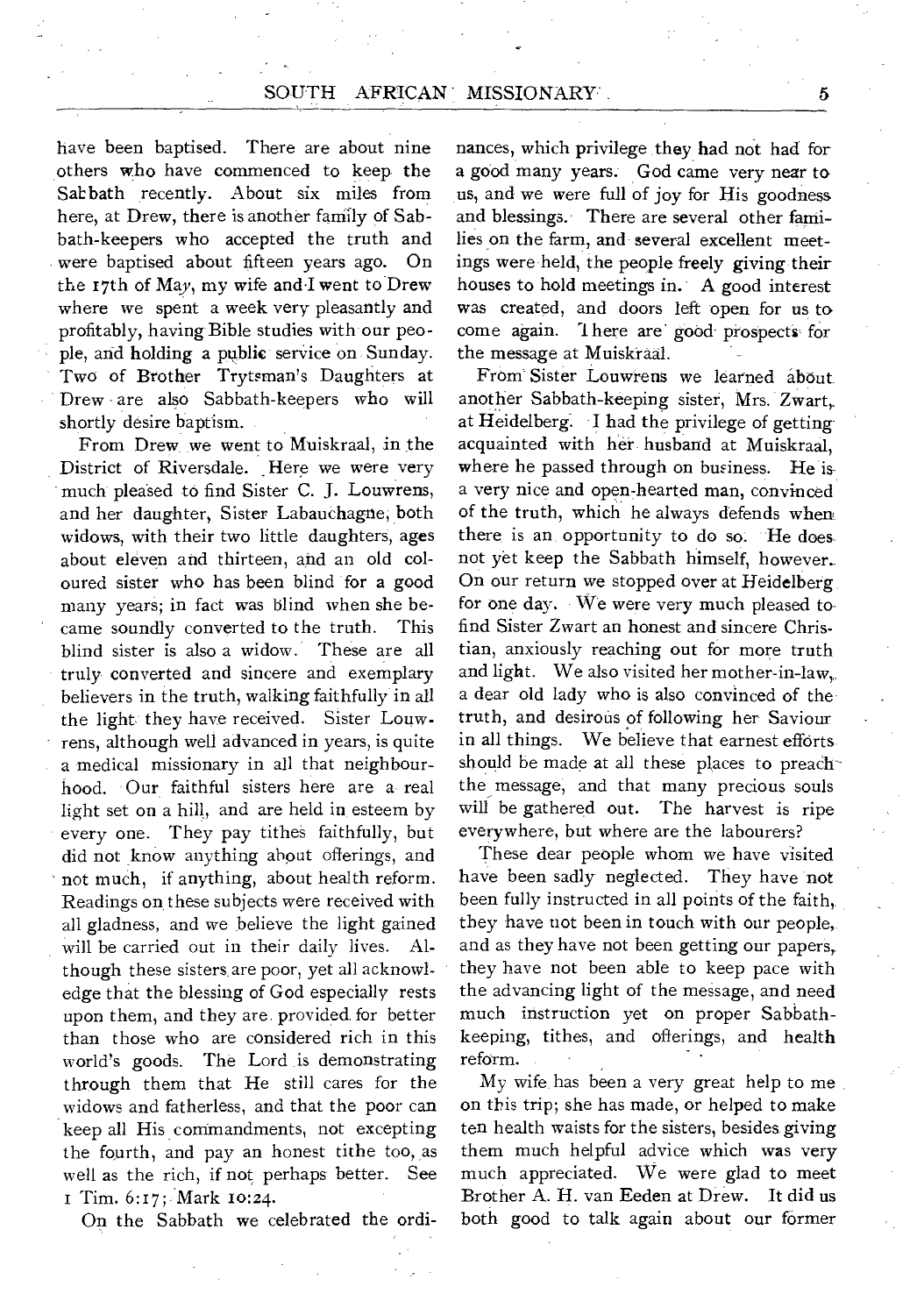have been baptised. There are about nine others who have commenced to keep the Sabbath recently. About six miles from here, at Drew, there is another family of Sabbath-keepers who accepted the truth and were baptised about fifteen years ago. On the 17th of May, my wife and I went to Drew where we spent a week very pleasantly and profitably, having Bible studies with our people, and holding a public service on Sunday. Two of Brother Trytsman's Daughters at Drew are also Sabbath-keepers who will shortly desire baptism.

From Drew we went to Muiskraal, in the District of Riversdale. Here we were very much pleased to find Sister C. J. Louwrens, and her daughter, Sister Labauchagne, both widows, with their two little daughters, ages about eleven and thirteen, and an old coloured sister who has been blind for a good many years; in fact was blind when she became soundly converted to the truth. This blind sister is also a widow. These are all truly converted and sincere and exemplary believers in the truth, walking faithfully in all the light they have received. Sister Louwrens, although well advanced in years, is quite a medical missionary in all that neighbourhood. Our faithful sisters here are a real light set on a hill, and are held in esteem by every one. They pay tithes faithfully, but did not know anything about offerings, and not much, if anything, about health reform. Readings on these subjects were received with all gladness, and we believe the light gained will be carried out in their daily lives. Although these sisters are poor, yet all acknowledge that the blessing of God especially rests upon them, and they are provided for better than those who are considered rich in this world's goods. The Lord is demonstrating through them that He still cares for the widows and fatherless, and that the poor can keep all His commandments, not excepting the fourth, and pay an honest tithe too, as well as the rich, if not perhaps better. See 1 Tim. 6:17; Mark 10:24.

On the Sabbath we celebrated the ordinances, which privilege they had not had for a good many years. God came very near to us, and we were full of joy for His goodness and blessings. There are several other families on the farm, and several excellent meetings were held, the people freely giving their houses to hold meetings in. A good interest was created, and doors left open for us to come again. There are good prospects for the message at Muiskraal.

From Sister Louwrens we learned about another Sabbath-keeping sister, Mrs. Zwart, at Heidelberg. I had the privilege of getting acquainted with her husband at Muiskraal, where he passed through on business. He is a very nice and open-hearted man, convinced of the truth, which he always defends when there is an opportunity to do so. He does not yet keep the Sabbath himself, however. On our return we stopped over at Heidelberg for one day. We were very much pleased to find Sister Zwart an honest and sincere Christian, anxiously reaching out for more truth and light. We also visited her mother-in-law, a dear old lady who is also convinced of the truth, and desirous of following her Saviour in all things. We believe that earnest efforts should be made at all these places to preach the message, and that many precious souls will be gathered out. The harvest is ripe everywhere, but where are the labourers?

These dear people whom we have visited have been sadly neglected. They have not been fully instructed in all points of the faith, they have not been in touch with our people, and as they have not been getting our papers, they have not been able to keep pace with the advancing light of the message, and need much instruction yet on proper Sabbath-keeping, tithes, and offerings, and health reform.

My wife has been a very great help to me on this trip; she has made, or helped to make ten health waists for the sisters, besides giving them much helpful advice which was very much appreciated. We were glad to meet Brother A. H. van Eeden at Drew. It did us both good to talk again about our former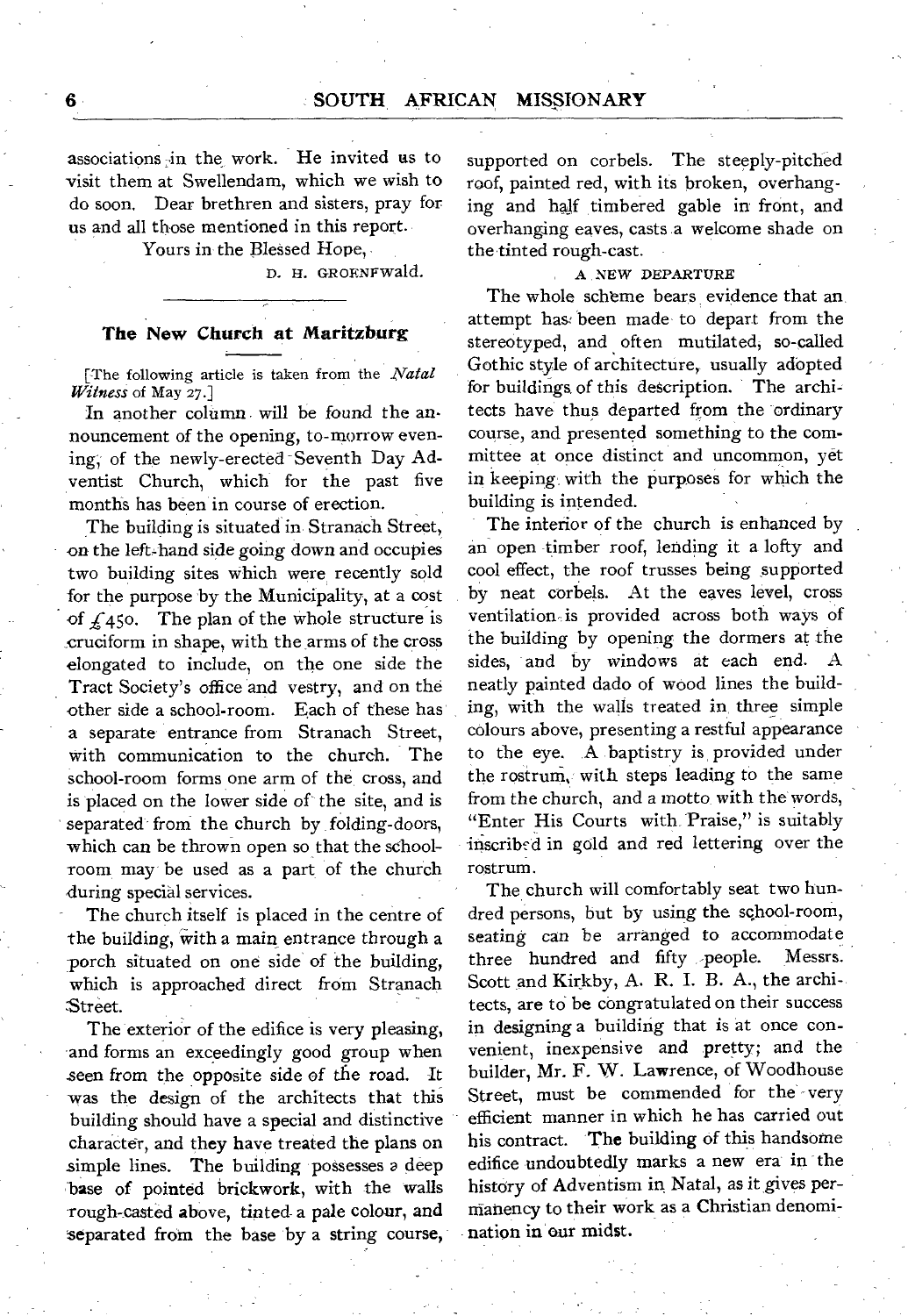associations in the work. He invited us to visit them at Swellendam, which we wish to do soon. Dear brethren and sisters, pray for us and all those mentioned in this report.

Yours in the Blessed Hope,

D. H. GROENFWald.

## The New Church at Maritzburg

[The following article is taken from the *Natal Witness* of May 27.]

In another column will be found the announcement of the opening, to-morrow evening, of the newly-erected Seventh Day Adventist Church, which for the past five months has been in course of erection.

The building is situated in Stranach Street, on the left-hand side going down and occupies two building sites which were recently sold for the purpose by the Municipality, at a cost of £450. The plan of the whole structure is cruciform in shape, with the arms of the cross elongated to include, on the one side the Tract Society's office and vestry, and on the other side a school-room. Each of these has a separate entrance from Stranach Street, with communication to the church. The school-room forms one arm of the cross, and is placed on the lower side of the site, and is separated from the church by folding-doors, which can be thrown open so that the school-room may be used as a part of the church during special services.

The church itself is placed in the centre of the building, with a main entrance through a porch situated on one side of the building, which is approached direct from Stranach Street.

The exterior of the edifice is very pleasing, and forms an exceedingly good group when seen from the opposite side of the road. It was the design of the architects that this building should have a special and distinctive character, and they have treated the plans on simple lines. The building possesses a deep base of pointed brickwork, with the walls rough-casted above, tinted a pale colour, and separated from the base by a string course, supported on corbels. The steeply-pitched roof, painted red, with its broken, overhanging and half timbered gable in front, and overhanging eaves, casts a welcome shade on the tinted rough-cast.

### A NEW DEPARTURE

The whole scheme bears evidence that an attempt has been made to depart from the stereotyped, and often mutilated, so-called Gothic style of architecture, usually adopted for buildings of this description. The architects have thus departed from the ordinary course, and presented something to the committee at once distinct and uncommon, yet in keeping with the purposes for which the building is intended.

The interior of the church is enhanced by an open timber roof, lending it a lofty and cool effect, the roof trusses being supported by neat corbels. At the eaves level, cross ventilation is provided across both ways of the building by opening the dormers at the sides, and by windows at each end. A neatly painted dado of wood lines the building, with the walls treated in three simple colours above, presenting a restful appearance to the eye. A baptistry is provided under the rostrum, with steps leading to the same from the church, and a motto with the words, "Enter His Courts with Praise," is suitably inscribed in gold and red lettering over the rostrum.

The church will comfortably seat two hundred persons, but by using the school-room, seating can be arranged to accommodate three hundred and fifty people. Messrs. Scott and Kirkby, A. R. I. B. A., the architects, are to be congratulated on their success in designing a building that is at once convenient, inexpensive and pretty; and the builder, Mr. F. W. Lawrence, of Woodhouse Street, must be commended for the very efficient manner in which he has carried out his contract. The building of this handsome edifice undoubtedly marks a new era in the history of Adventism in Natal, as it gives permanency to their work as a Christian denomination in our midst.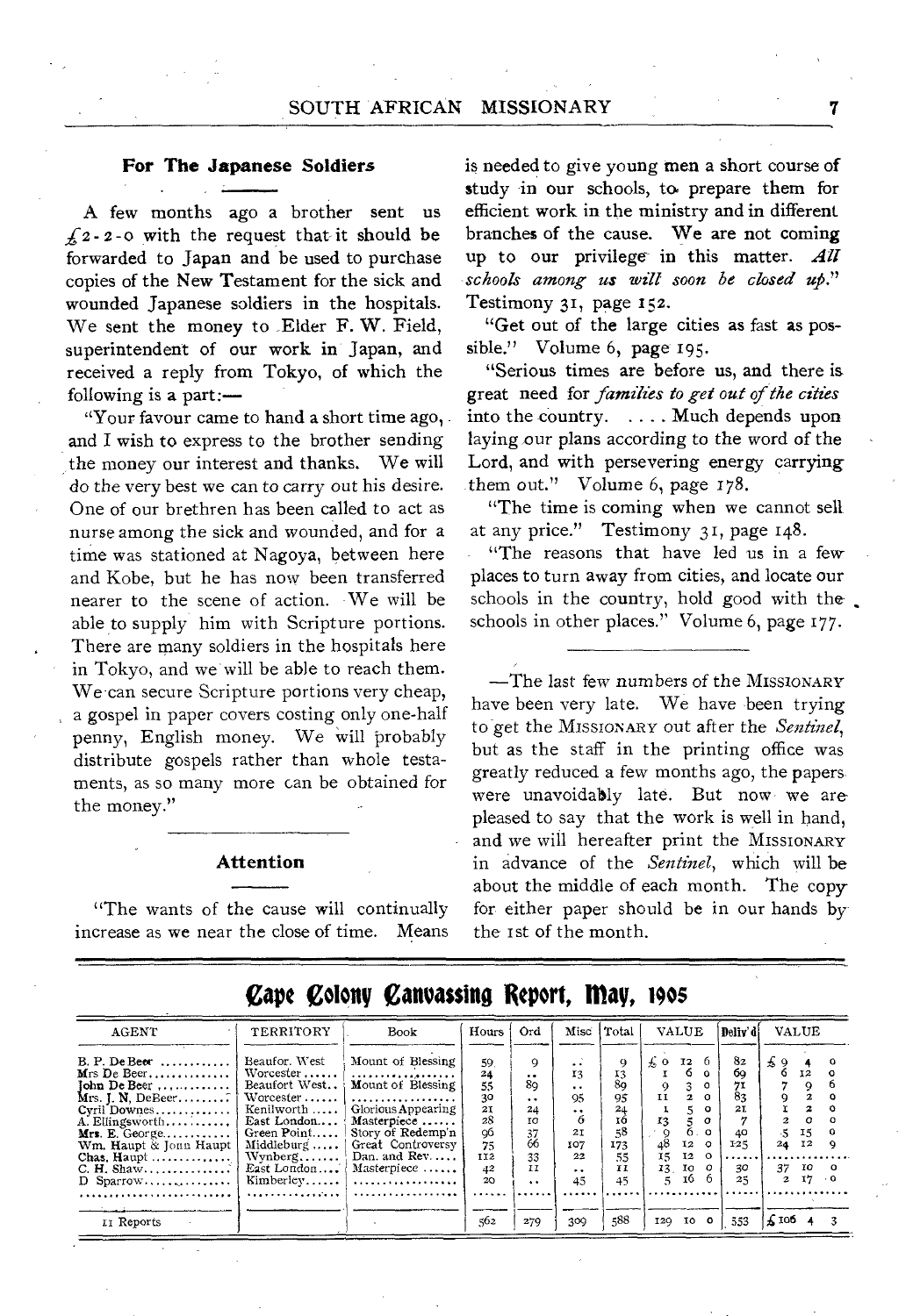### For The Japanese Soldiers

A few months ago a brother sent us £2-2-0 with the request that it should be forwarded to Japan and be used to purchase copies of the New Testament for the sick and wounded Japanese soldiers in the hospitals. We sent the money to Elder F. W. Field, superintendent of our work in Japan, and received a reply from Tokyo, of which the following is a part:—

"Your favour came to hand a short time ago, and I wish to express to the brother sending the money our interest and thanks. We will do the very best we can to carry out his desire. One of our brethren has been called to act as nurse among the sick and wounded, and for a time was stationed at Nagoya, between here and Kobe, but he has now been transferred nearer to the scene of action. We will be able to supply him with Scripture portions. There are many soldiers in the hospitals here in Tokyo, and we will be able to reach them. We can secure Scripture portions very cheap, a gospel in paper covers costing only one-half penny, English money. We will probably distribute gospels rather than whole testaments, as so many more can be obtained for the money."

### Attention

"The wants of the cause will continually increase as we near the close of time. Means is needed to give young men a short course of study in our schools, to prepare them for efficient work in the ministry and in different branches of the cause. We are not coming up to our privilege in this matter. *All schools among us will soon be closed up.*" Testimony 31, page 152.

"Get out of the large cities as fast as possible." Volume 6, page 195.

"Serious times are before us, and there is great need for *families to get out of the cities* into the country. . . . Much depends upon laying our plans according to the word of the Lord, and with persevering energy carrying them out." Volume 6, page 178.

"The time is coming when we cannot sell at any price." Testimony 31, page 148.

"The reasons that have led us in a few places to turn away from cities, and locate our schools in the country, hold good with the schools in other places." Volume 6, page 177.

—The last few numbers of the MISSIONARY have been very late. We have been trying to get the MISSIONARY out after the *Sentinel*, but as the staff in the printing office was greatly reduced a few months ago, the papers were unavoidably late. But now we are pleased to say that the work is well in hand, and we will hereafter print the MISSIONARY in advance of the *Sentinel*, which will be about the middle of each month. The copy for either paper should be in our hands by the 1st of the month.

## Cape Colony Canvassing Report, May, 1905

| AGENT | TERRITORY | Book | Hours | Ord | Misc | Total | VALUE | Deliv'd | VALUE |
|---|---|---|---|---|---|---|---|---|---|
| B. P. De Beer | Beaufor. West | Mount of Blessing | 59 | 9 | .. | 9 | £ 0 12 6 | 82 | £ 9 4 0 |
| Mrs De Beer | Worcester | ................ | 24 | .. | 13 | 13 | 1 6 0 | 69 | 6 12 0 |
| John De Beer | Beaufort West | Mount of Blessing | 55 | 89 | .. | 89 | 9 3 0 | 71 | 7 9 6 |
| Mrs. J. N. DeBeer | Worcester | ................ | 30 | .. | 95 | 95 | 11 2 0 | 83 | 9 2 0 |
| Cyril Downes | Kenilworth | Glorious Appearing | 21 | 24 | .. | 24 | 1 5 0 | 21 | 1 2 0 |
| A. Ellingsworth | East London | Masterpiece | 28 | 10 | 6 | 16 | 13 5 0 | 7 | 2 0 0 |
| Mrs. E. George | Green Point | Story of Redemp'n | 96 | 37 | 21 | 58 | 9 6 0 | 40 | 5 15 0 |
| Wm. Haupt & John Haupt | Middleburg | Great Controversy | 75 | 66 | 107 | 173 | 48 12 0 | 125 | 24 12 9 |
| Chas. Haupt | Wynberg | Dan. and Rev | 112 | 33 | 22 | 55 | 15 12 0 | ...... | ............ |
| C. H. Shaw | East London | Masterpiece | 42 | 11 | .. | 11 | 13 10 0 | 30 | 37 10 0 |
| D Sparrow | Kimberley | ................ | 20 | .. | 45 | 45 | 5 16 6 | 25 | 2 17 0 |
| 11 Reports | | | 562 | 279 | 309 | 588 | 129 10 0 | 553 | £ 106 4 3 |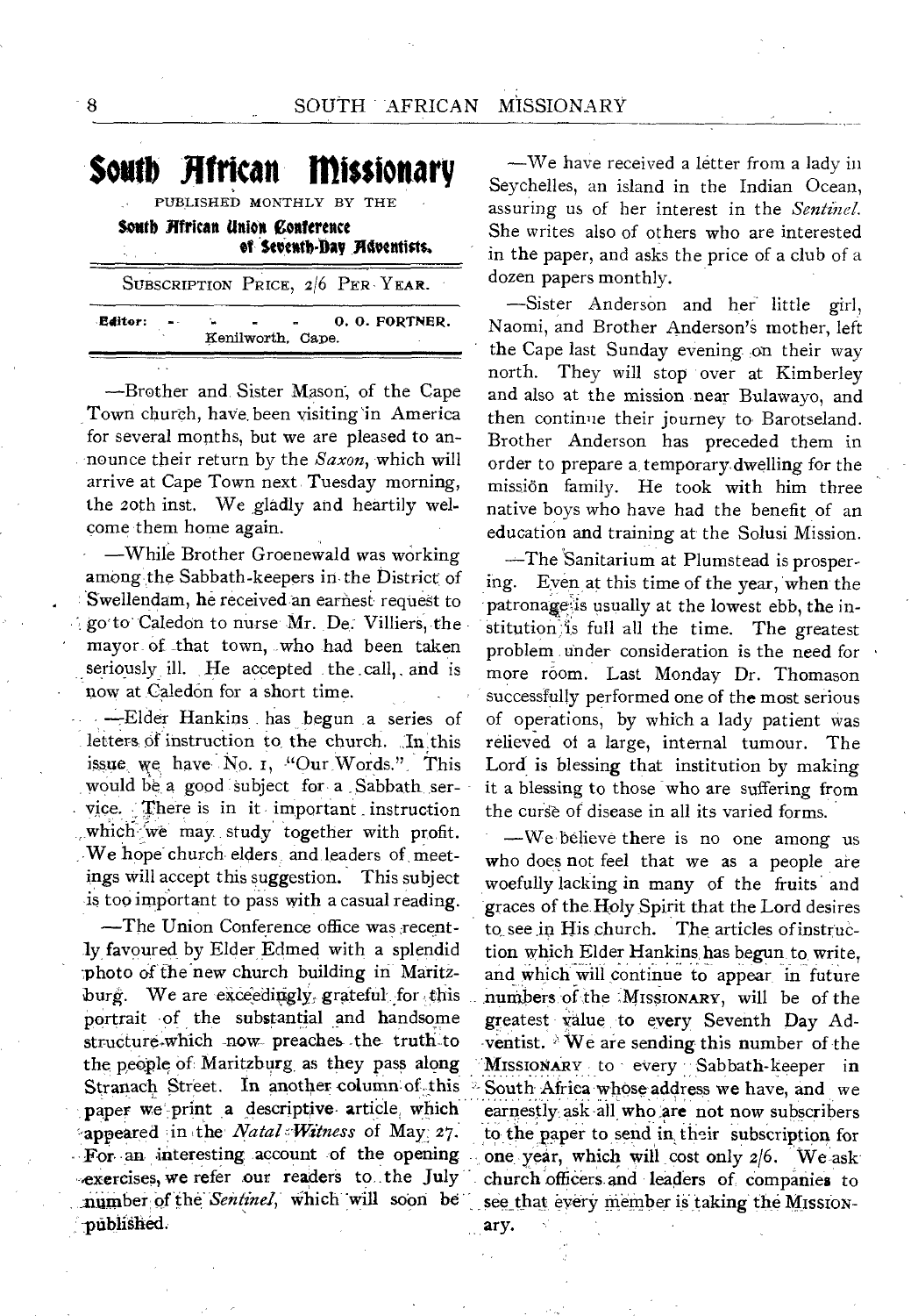# South African Missionary

PUBLISHED MONTHLY BY THE

**South African Union Conference of Seventh-Day Adventists.**

SUBSCRIPTION PRICE, 2/6 PER YEAR.

**Editor:** O. O. FORTNER.
Kenilworth, Cape.

—Brother and Sister Mason, of the Cape Town church, have been visiting in America for several months, but we are pleased to announce their return by the *Saxon*, which will arrive at Cape Town next Tuesday morning, the 20th inst. We gladly and heartily welcome them home again.

—While Brother Groenewald was working among the Sabbath-keepers in the District of Swellendam, he received an earnest request to go to Caledon to nurse Mr. De Villiers, the mayor of that town, who had been taken seriously ill. He accepted the call, and is now at Caledon for a short time.

—Elder Hankins has begun a series of letters of instruction to the church. In this issue we have No. 1, "Our Words." This would be a good subject for a Sabbath service. There is in it important instruction which we may study together with profit. We hope church elders and leaders of meetings will accept this suggestion. This subject is too important to pass with a casual reading.

—The Union Conference office was recently favoured by Elder Edmed with a splendid photo of the new church building in Maritzburg. We are exceedingly grateful for this portrait of the substantial and handsome structure which now preaches the truth to the people of Maritzburg as they pass along Stranach Street. In another column of this paper we print a descriptive article which appeared in the *Natal Witness* of May 27. For an interesting account of the opening exercises, we refer our readers to the July number of the *Sentinel*, which will soon be published.

—We have received a letter from a lady in Seychelles, an island in the Indian Ocean, assuring us of her interest in the *Sentinel*. She writes also of others who are interested in the paper, and asks the price of a club of a dozen papers monthly.

—Sister Anderson and her little girl, Naomi, and Brother Anderson's mother, left the Cape last Sunday evening on their way north. They will stop over at Kimberley and also at the mission near Bulawayo, and then continue their journey to Barotseland. Brother Anderson has preceded them in order to prepare a temporary dwelling for the mission family. He took with him three native boys who have had the benefit of an education and training at the Solusi Mission.

—The Sanitarium at Plumstead is prospering. Even at this time of the year, when the patronage is usually at the lowest ebb, the institution is full all the time. The greatest problem under consideration is the need for more room. Last Monday Dr. Thomason successfully performed one of the most serious of operations, by which a lady patient was relieved of a large, internal tumour. The Lord is blessing that institution by making it a blessing to those who are suffering from the curse of disease in all its varied forms.

—We believe there is no one among us who does not feel that we as a people are woefully lacking in many of the fruits and graces of the Holy Spirit that the Lord desires to see in His church. The articles of instruction which Elder Hankins has begun to write, and which will continue to appear in future numbers of the MISSIONARY, will be of the greatest value to every Seventh Day Adventist. We are sending this number of the MISSIONARY to every Sabbath-keeper in South Africa whose address we have, and we earnestly ask all who are not now subscribers to the paper to send in their subscription for one year, which will cost only 2/6. We ask church officers and leaders of companies to see that every member is taking the MISSIONARY.